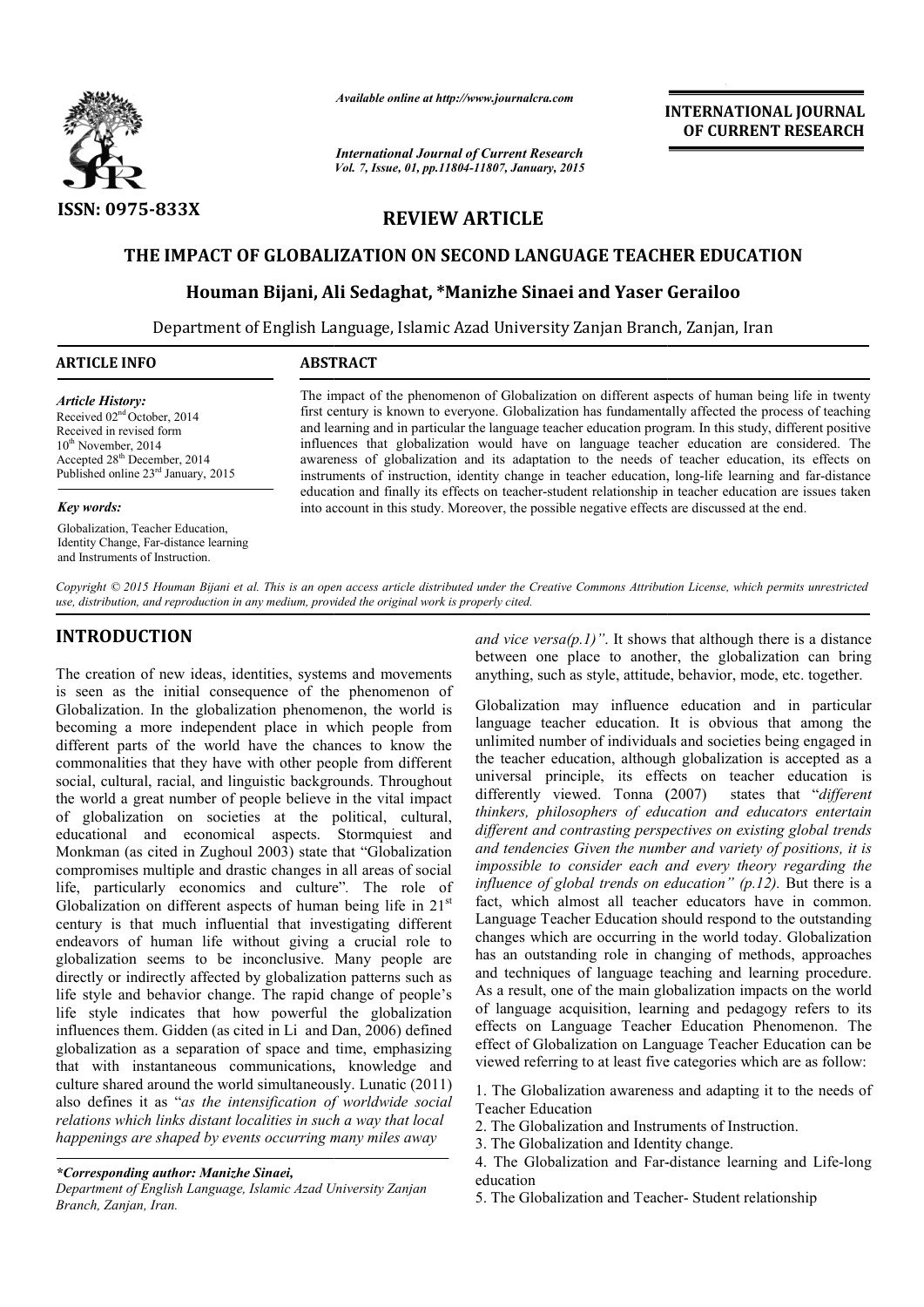ISSN: 0975-833X

*Available online at http://www.journalcra.com*

*International Journal of Current Research*
*Vol. 7, Issue, 01, pp.11804-11807, January, 2015*

**INTERNATIONAL JOURNAL OF CURRENT RESEARCH**

## REVIEW ARTICLE

# THE IMPACT OF GLOBALIZATION ON SECOND LANGUAGE TEACHER EDUCATION

**Houman Bijani, Ali Sedaghat, \*Manizhe Sinaei and Yaser Gerailoo**

Department of English Language, Islamic Azad University Zanjan Branch, Zanjan, Iran

**ARTICLE INFO**

*Article History:*
Received 02nd October, 2014
Received in revised form
10th November, 2014
Accepted 28th December, 2014
Published online 23rd January, 2015

*Key words:*
Globalization, Teacher Education, Identity Change, Far-distance learning and Instruments of Instruction.

**ABSTRACT**

The impact of the phenomenon of Globalization on different aspects of human being life in twenty first century is known to everyone. Globalization has fundamentally affected the process of teaching and learning and in particular the language teacher education program. In this study, different positive influences that globalization would have on language teacher education are considered. The awareness of globalization and its adaptation to the needs of teacher education, its effects on instruments of instruction, identity change in teacher education, long-life learning and far-distance education and finally its effects on teacher-student relationship in teacher education are issues taken into account in this study. Moreover, the possible negative effects are discussed at the end.

*Copyright © 2015 Houman Bijani et al. This is an open access article distributed under the Creative Commons Attribution License, which permits unrestricted use, distribution, and reproduction in any medium, provided the original work is properly cited.*

## INTRODUCTION

The creation of new ideas, identities, systems and movements is seen as the initial consequence of the phenomenon of Globalization. In the globalization phenomenon, the world is becoming a more independent place in which people from different parts of the world have the chances to know the commonalities that they have with other people from different social, cultural, racial, and linguistic backgrounds. Throughout the world a great number of people believe in the vital impact of globalization on societies at the political, cultural, educational and economical aspects. Stormquiest and Monkman (as cited in Zughoul 2003) state that "Globalization compromises multiple and drastic changes in all areas of social life, particularly economics and culture". The role of Globalization on different aspects of human being life in 21st century is that much influential that investigating different endeavors of human life without giving a crucial role to globalization seems to be inconclusive. Many people are directly or indirectly affected by globalization patterns such as life style and behavior change. The rapid change of people's life style indicates that how powerful the globalization influences them. Gidden (as cited in Li and Dan, 2006) defined globalization as a separation of space and time, emphasizing that with instantaneous communications, knowledge and culture shared around the world simultaneously. Lunatic (2011) also defines it as "*as the intensification of worldwide social relations which links distant localities in such a way that local happenings are shaped by events occurring many miles away and vice versa(p.1)*". It shows that although there is a distance between one place to another, the globalization can bring anything, such as style, attitude, behavior, mode, etc. together.

Globalization may influence education and in particular language teacher education. It is obvious that among the unlimited number of individuals and societies being engaged in the teacher education, although globalization is accepted as a universal principle, its effects on teacher education is differently viewed. Tonna (2007) states that "*different thinkers, philosophers of education and educators entertain different and contrasting perspectives on existing global trends and tendencies Given the number and variety of positions, it is impossible to consider each and every theory regarding the influence of global trends on education" (p.12).* But there is a fact, which almost all teacher educators have in common. Language Teacher Education should respond to the outstanding changes which are occurring in the world today. Globalization has an outstanding role in changing of methods, approaches and techniques of language teaching and learning procedure. As a result, one of the main globalization impacts on the world of language acquisition, learning and pedagogy refers to its effects on Language Teacher Education Phenomenon. The effect of Globalization on Language Teacher Education can be viewed referring to at least five categories which are as follow:

1. The Globalization awareness and adapting it to the needs of Teacher Education
2. The Globalization and Instruments of Instruction.
3. The Globalization and Identity change.
4. The Globalization and Far-distance learning and Life-long education
5. The Globalization and Teacher- Student relationship

*\*Corresponding author: Manizhe Sinaei,*
*Department of English Language, Islamic Azad University Zanjan Branch, Zanjan, Iran.*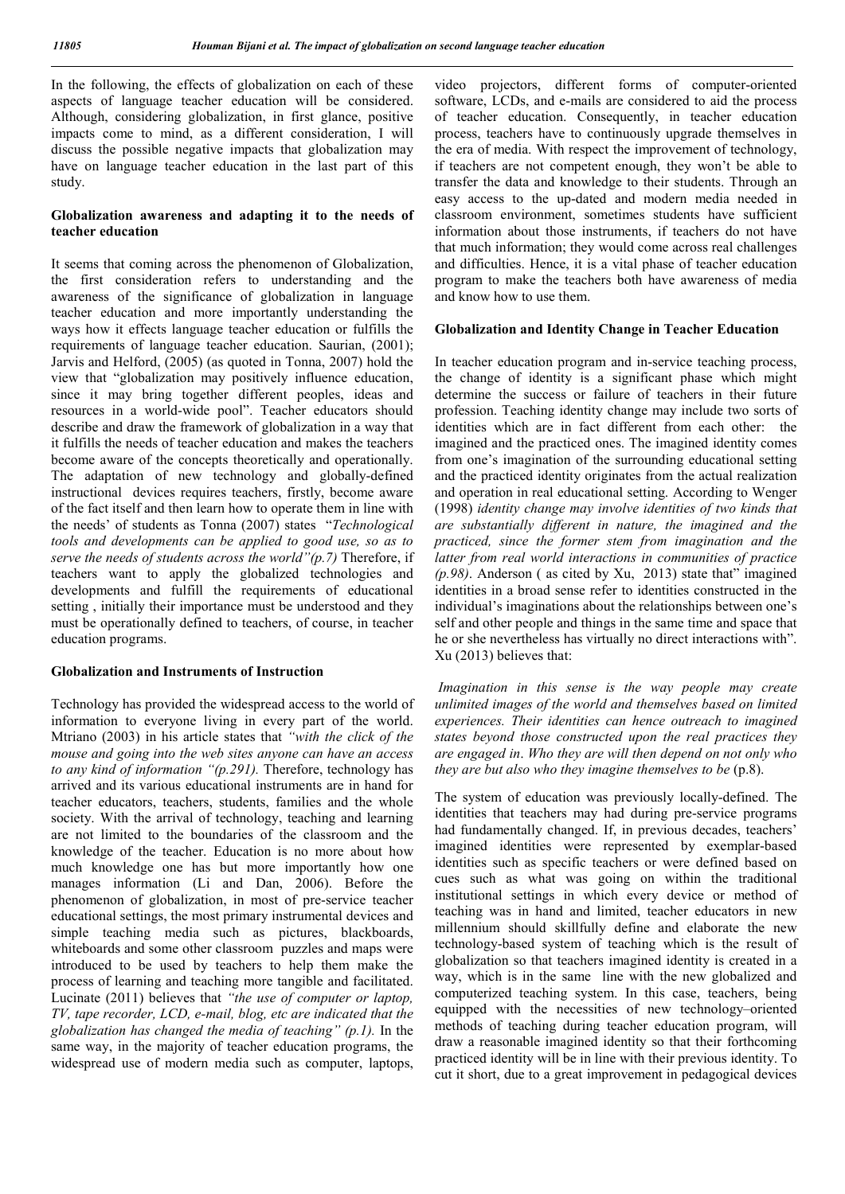In the following, the effects of globalization on each of these aspects of language teacher education will be considered. Although, considering globalization, in first glance, positive impacts come to mind, as a different consideration, I will discuss the possible negative impacts that globalization may have on language teacher education in the last part of this study.

### Globalization awareness and adapting it to the needs of teacher education

It seems that coming across the phenomenon of Globalization, the first consideration refers to understanding and the awareness of the significance of globalization in language teacher education and more importantly understanding the ways how it effects language teacher education or fulfills the requirements of language teacher education. Saurian, (2001); Jarvis and Helford, (2005) (as quoted in Tonna, 2007) hold the view that "globalization may positively influence education, since it may bring together different peoples, ideas and resources in a world-wide pool". Teacher educators should describe and draw the framework of globalization in a way that it fulfills the needs of teacher education and makes the teachers become aware of the concepts theoretically and operationally. The adaptation of new technology and globally-defined instructional devices requires teachers, firstly, become aware of the fact itself and then learn how to operate them in line with the needs' of students as Tonna (2007) states "*Technological tools and developments can be applied to good use, so as to serve the needs of students across the world"(p.7)* Therefore, if teachers want to apply the globalized technologies and developments and fulfill the requirements of educational setting , initially their importance must be understood and they must be operationally defined to teachers, of course, in teacher education programs.

### Globalization and Instruments of Instruction

Technology has provided the widespread access to the world of information to everyone living in every part of the world. Mtriano (2003) in his article states that *"with the click of the mouse and going into the web sites anyone can have an access to any kind of information "(p.291).* Therefore, technology has arrived and its various educational instruments are in hand for teacher educators, teachers, students, families and the whole society. With the arrival of technology, teaching and learning are not limited to the boundaries of the classroom and the knowledge of the teacher. Education is no more about how much knowledge one has but more importantly how one manages information (Li and Dan, 2006). Before the phenomenon of globalization, in most of pre-service teacher educational settings, the most primary instrumental devices and simple teaching media such as pictures, blackboards, whiteboards and some other classroom puzzles and maps were introduced to be used by teachers to help them make the process of learning and teaching more tangible and facilitated. Lucinate (2011) believes that *"the use of computer or laptop, TV, tape recorder, LCD, e-mail, blog, etc are indicated that the globalization has changed the media of teaching" (p.1).* In the same way, in the majority of teacher education programs, the widespread use of modern media such as computer, laptops, video projectors, different forms of computer-oriented software, LCDs, and e-mails are considered to aid the process of teacher education. Consequently, in teacher education process, teachers have to continuously upgrade themselves in the era of media. With respect the improvement of technology, if teachers are not competent enough, they won't be able to transfer the data and knowledge to their students. Through an easy access to the up-dated and modern media needed in classroom environment, sometimes students have sufficient information about those instruments, if teachers do not have that much information; they would come across real challenges and difficulties. Hence, it is a vital phase of teacher education program to make the teachers both have awareness of media and know how to use them.

### Globalization and Identity Change in Teacher Education

In teacher education program and in-service teaching process, the change of identity is a significant phase which might determine the success or failure of teachers in their future profession. Teaching identity change may include two sorts of identities which are in fact different from each other: the imagined and the practiced ones. The imagined identity comes from one's imagination of the surrounding educational setting and the practiced identity originates from the actual realization and operation in real educational setting. According to Wenger (1998) *identity change may involve identities of two kinds that are substantially different in nature, the imagined and the practiced, since the former stem from imagination and the latter from real world interactions in communities of practice (p.98)*. Anderson ( as cited by Xu, 2013) state that" imagined identities in a broad sense refer to identities constructed in the individual's imaginations about the relationships between one's self and other people and things in the same time and space that he or she nevertheless has virtually no direct interactions with". Xu (2013) believes that:

*Imagination in this sense is the way people may create unlimited images of the world and themselves based on limited experiences. Their identities can hence outreach to imagined states beyond those constructed upon the real practices they are engaged in. Who they are will then depend on not only who they are but also who they imagine themselves to be* (p.8).

The system of education was previously locally-defined. The identities that teachers may had during pre-service programs had fundamentally changed. If, in previous decades, teachers' imagined identities were represented by exemplar-based identities such as specific teachers or were defined based on cues such as what was going on within the traditional institutional settings in which every device or method of teaching was in hand and limited, teacher educators in new millennium should skillfully define and elaborate the new technology-based system of teaching which is the result of globalization so that teachers imagined identity is created in a way, which is in the same line with the new globalized and computerized teaching system. In this case, teachers, being equipped with the necessities of new technology–oriented methods of teaching during teacher education program, will draw a reasonable imagined identity so that their forthcoming practiced identity will be in line with their previous identity. To cut it short, due to a great improvement in pedagogical devices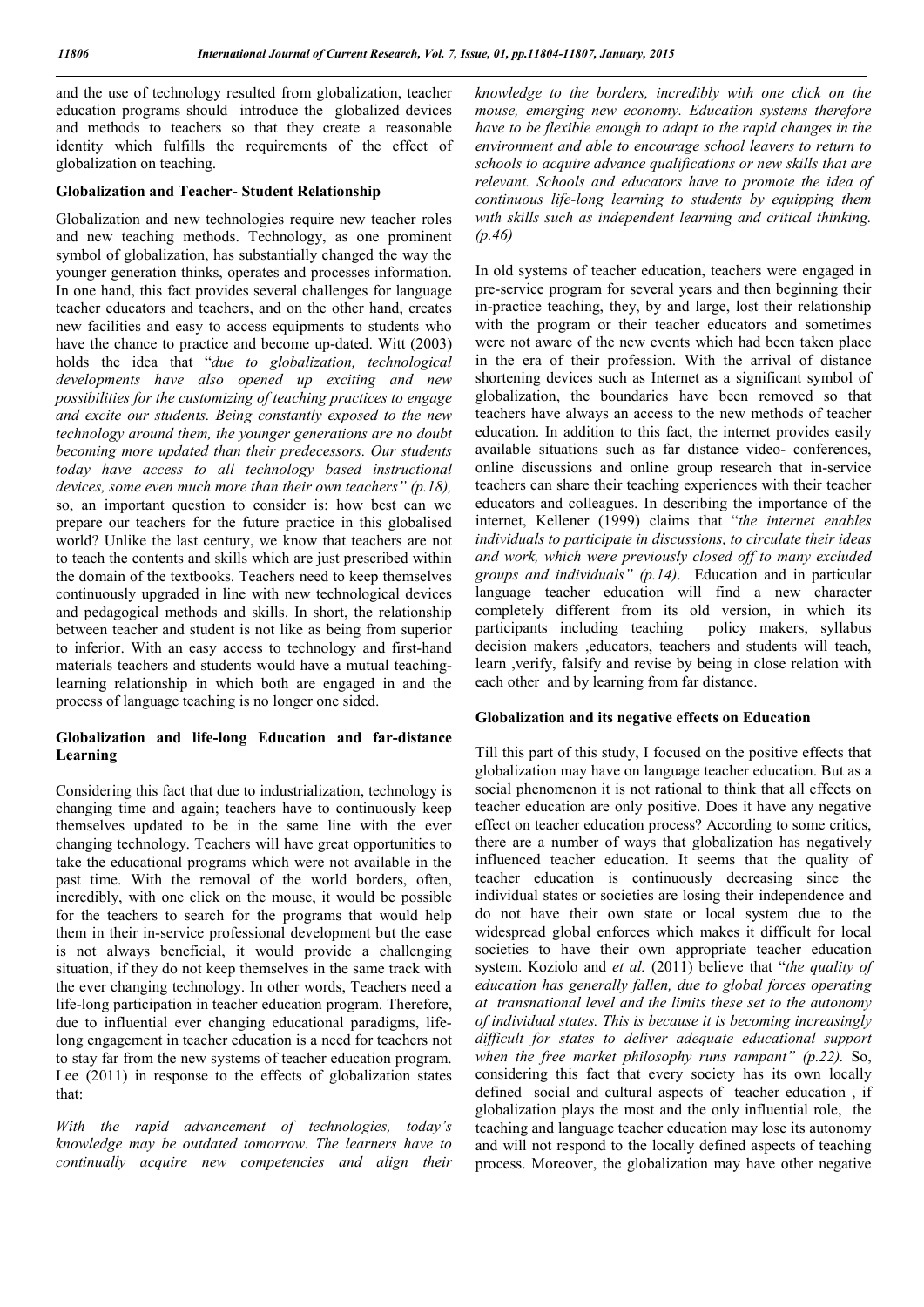and the use of technology resulted from globalization, teacher education programs should introduce the globalized devices and methods to teachers so that they create a reasonable identity which fulfills the requirements of the effect of globalization on teaching.

### Globalization and Teacher- Student Relationship

Globalization and new technologies require new teacher roles and new teaching methods. Technology, as one prominent symbol of globalization, has substantially changed the way the younger generation thinks, operates and processes information. In one hand, this fact provides several challenges for language teacher educators and teachers, and on the other hand, creates new facilities and easy to access equipments to students who have the chance to practice and become up-dated. Witt (2003) holds the idea that "*due to globalization, technological developments have also opened up exciting and new possibilities for the customizing of teaching practices to engage and excite our students. Being constantly exposed to the new technology around them, the younger generations are no doubt becoming more updated than their predecessors. Our students today have access to all technology based instructional devices, some even much more than their own teachers" (p.18),* so, an important question to consider is: how best can we prepare our teachers for the future practice in this globalised world? Unlike the last century, we know that teachers are not to teach the contents and skills which are just prescribed within the domain of the textbooks. Teachers need to keep themselves continuously upgraded in line with new technological devices and pedagogical methods and skills. In short, the relationship between teacher and student is not like as being from superior to inferior. With an easy access to technology and first-hand materials teachers and students would have a mutual teaching-learning relationship in which both are engaged in and the process of language teaching is no longer one sided.

### Globalization and life-long Education and far-distance Learning

Considering this fact that due to industrialization, technology is changing time and again; teachers have to continuously keep themselves updated to be in the same line with the ever changing technology. Teachers will have great opportunities to take the educational programs which were not available in the past time. With the removal of the world borders, often, incredibly, with one click on the mouse, it would be possible for the teachers to search for the programs that would help them in their in-service professional development but the ease is not always beneficial, it would provide a challenging situation, if they do not keep themselves in the same track with the ever changing technology. In other words, Teachers need a life-long participation in teacher education program. Therefore, due to influential ever changing educational paradigms, life-long engagement in teacher education is a need for teachers not to stay far from the new systems of teacher education program. Lee (2011) in response to the effects of globalization states that:

*With the rapid advancement of technologies, today's knowledge may be outdated tomorrow. The learners have to continually acquire new competencies and align their knowledge to the borders, incredibly with one click on the mouse, emerging new economy. Education systems therefore have to be flexible enough to adapt to the rapid changes in the environment and able to encourage school leavers to return to schools to acquire advance qualifications or new skills that are relevant. Schools and educators have to promote the idea of continuous life-long learning to students by equipping them with skills such as independent learning and critical thinking. (p.46)*

In old systems of teacher education, teachers were engaged in pre-service program for several years and then beginning their in-practice teaching, they, by and large, lost their relationship with the program or their teacher educators and sometimes were not aware of the new events which had been taken place in the era of their profession. With the arrival of distance shortening devices such as Internet as a significant symbol of globalization, the boundaries have been removed so that teachers have always an access to the new methods of teacher education. In addition to this fact, the internet provides easily available situations such as far distance video- conferences, online discussions and online group research that in-service teachers can share their teaching experiences with their teacher educators and colleagues. In describing the importance of the internet, Kellener (1999) claims that "*the internet enables individuals to participate in discussions, to circulate their ideas and work, which were previously closed off to many excluded groups and individuals" (p.14)*. Education and in particular language teacher education will find a new character completely different from its old version, in which its participants including teaching policy makers, syllabus decision makers ,educators, teachers and students will teach, learn ,verify, falsify and revise by being in close relation with each other and by learning from far distance.

### Globalization and its negative effects on Education

Till this part of this study, I focused on the positive effects that globalization may have on language teacher education. But as a social phenomenon it is not rational to think that all effects on teacher education are only positive. Does it have any negative effect on teacher education process? According to some critics, there are a number of ways that globalization has negatively influenced teacher education. It seems that the quality of teacher education is continuously decreasing since the individual states or societies are losing their independence and do not have their own state or local system due to the widespread global enforces which makes it difficult for local societies to have their own appropriate teacher education system. Koziolo and *et al.* (2011) believe that "*the quality of education has generally fallen, due to global forces operating at transnational level and the limits these set to the autonomy of individual states. This is because it is becoming increasingly difficult for states to deliver adequate educational support when the free market philosophy runs rampant" (p.22).* So, considering this fact that every society has its own locally defined social and cultural aspects of teacher education , if globalization plays the most and the only influential role, the teaching and language teacher education may lose its autonomy and will not respond to the locally defined aspects of teaching process. Moreover, the globalization may have other negative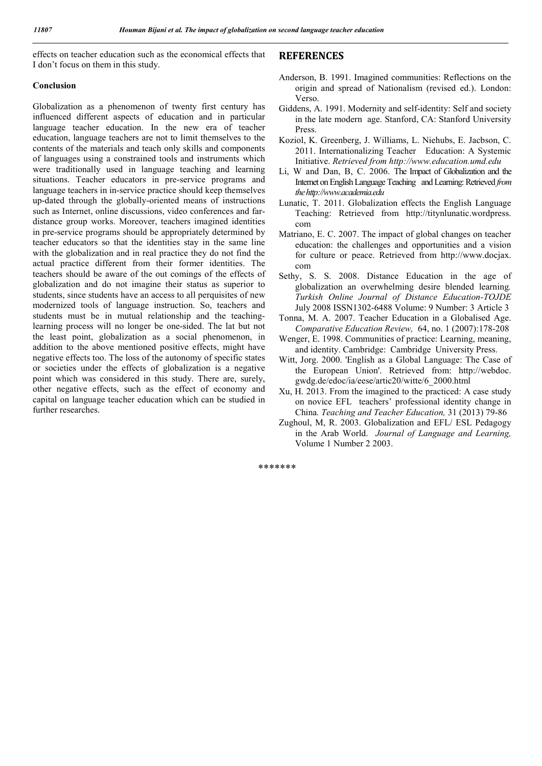effects on teacher education such as the economical effects that I don't focus on them in this study.

### Conclusion

Globalization as a phenomenon of twenty first century has influenced different aspects of education and in particular language teacher education. In the new era of teacher education, language teachers are not to limit themselves to the contents of the materials and teach only skills and components of languages using a constrained tools and instruments which were traditionally used in language teaching and learning situations. Teacher educators in pre-service programs and language teachers in in-service practice should keep themselves up-dated through the globally-oriented means of instructions such as Internet, online discussions, video conferences and far-distance group works. Moreover, teachers imagined identities in pre-service programs should be appropriately determined by teacher educators so that the identities stay in the same line with the globalization and in real practice they do not find the actual practice different from their former identities. The teachers should be aware of the out comings of the effects of globalization and do not imagine their status as superior to students, since students have an access to all perquisites of new modernized tools of language instruction. So, teachers and students must be in mutual relationship and the teaching-learning process will no longer be one-sided. The lat but not the least point, globalization as a social phenomenon, in addition to the above mentioned positive effects, might have negative effects too. The loss of the autonomy of specific states or societies under the effects of globalization is a negative point which was considered in this study. There are, surely, other negative effects, such as the effect of economy and capital on language teacher education which can be studied in further researches.

## REFERENCES

Anderson, B. 1991. Imagined communities: Reflections on the origin and spread of Nationalism (revised ed.). London: Verso.

Giddens, A. 1991. Modernity and self-identity: Self and society in the late modern age. Stanford, CA: Stanford University Press.

Koziol, K. Greenberg, J. Williams, L. Niehubs, E. Jacbson, C. 2011. Internationalizing Teacher Education: A Systemic Initiative. *Retrieved from http://www.education.umd.edu*

Li, W and Dan, B, C. 2006. The Impact of Globalization and the Internet on English Language Teaching and Learning: Retrieved *from the http://www.academia.edu*

Lunatic, T. 2011. Globalization effects the English Language Teaching: Retrieved from http://titynlunatic.wordpress.com

Matriano, E. C. 2007. The impact of global changes on teacher education: the challenges and opportunities and a vision for culture or peace. Retrieved from http://www.docjax.com

Sethy, S. S. 2008. Distance Education in the age of globalization an overwhelming desire blended learning. *Turkish Online Journal of Distance Education-TOJDE* July 2008 ISSN1302-6488 Volume: 9 Number: 3 Article 3

Tonna, M. A. 2007. Teacher Education in a Globalised Age. *Comparative Education Review,* 64, no. 1 (2007):178-208

Wenger, E. 1998. Communities of practice: Learning, meaning, and identity. Cambridge: Cambridge University Press.

Witt, Jorg. 2000. 'English as a Global Language: The Case of the European Union'. Retrieved from: http://webdoc.gwdg.de/edoc/ia/eese/artic20/witte/6_2000.html

Xu, H. 2013. From the imagined to the practiced: A case study on novice EFL teachers' professional identity change in China. *Teaching and Teacher Education,* 31 (2013) 79-86

Zughoul, M, R. 2003. Globalization and EFL/ ESL Pedagogy in the Arab World. *Journal of Language and Learning,* Volume 1 Number 2 2003.

*******